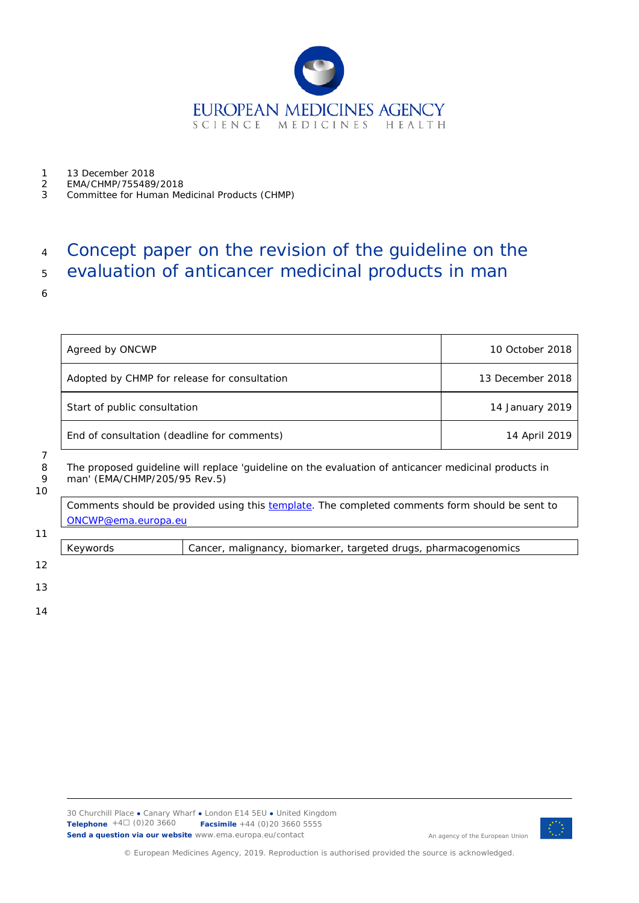13 December 2018
EMA/CHMP/755489/2018
Committee for Human Medicinal Products (CHMP)

# Concept paper on the revision of the guideline on the evaluation of anticancer medicinal products in man

| Agreed by ONCWP | 10 October 2018 |
| --- | --- |
| Adopted by CHMP for release for consultation | 13 December 2018 |
| Start of public consultation | 14 January 2019 |
| End of consultation (deadline for comments) | 14 April 2019 |

The proposed guideline will replace 'guideline on the evaluation of anticancer medicinal products in man' (EMA/CHMP/205/95 Rev.5)

Comments should be provided using this template. The completed comments form should be sent to ONCWP@ema.europa.eu

| Keywords | Cancer, malignancy, biomarker, targeted drugs, pharmacogenomics |
| --- | --- |

30 Churchill Place ● Canary Wharf ● London E14 5EU ● United Kingdom
**Telephone** +44 (0)20 3660 **Facsimile** +44 (0)20 3660 5555
**Send a question via our website** www.ema.europa.eu/contact

An agency of the European Union

© European Medicines Agency, 2019. Reproduction is authorised provided the source is acknowledged.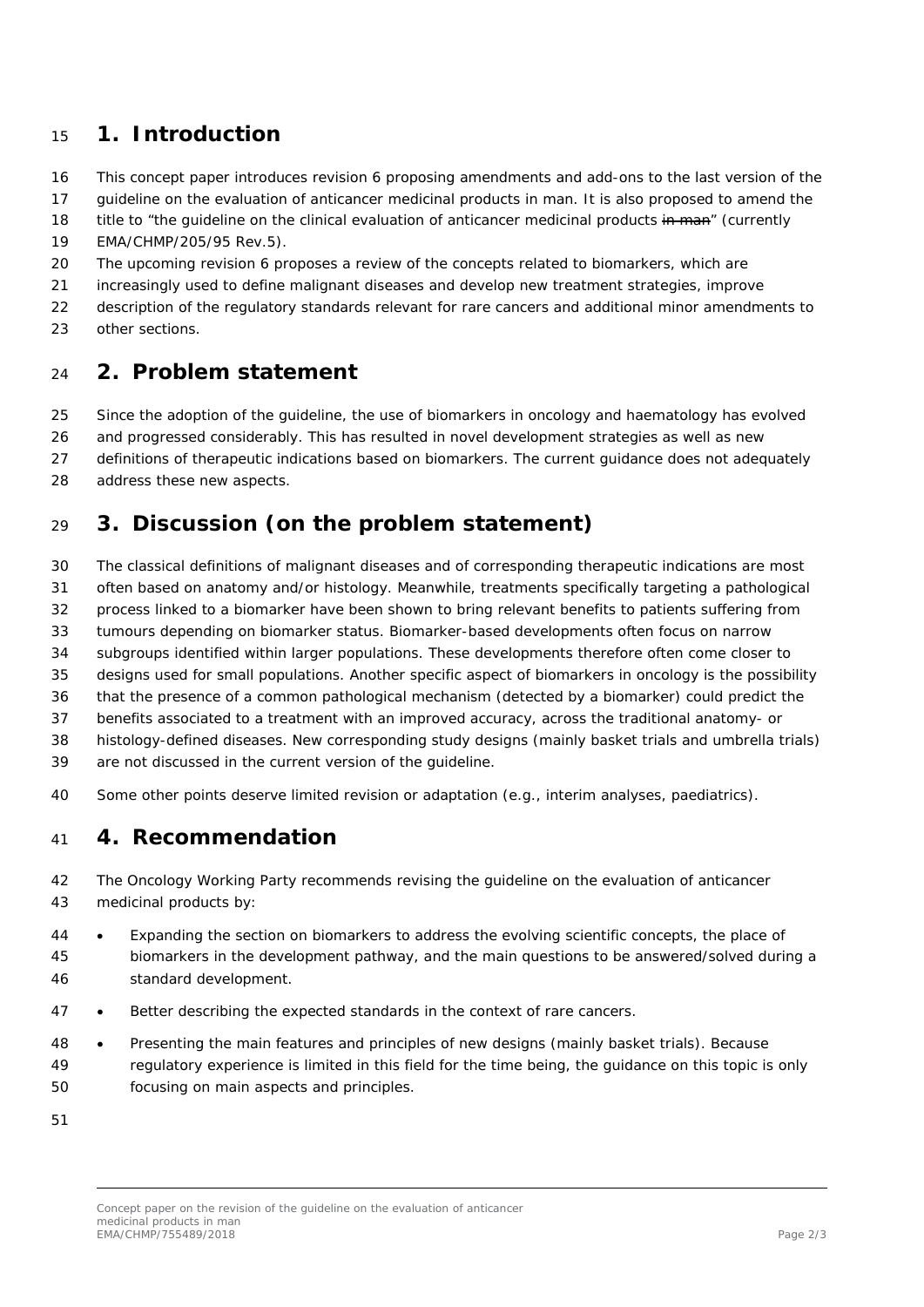# 1. Introduction

This concept paper introduces revision 6 proposing amendments and add-ons to the last version of the guideline on the evaluation of anticancer medicinal products in man. It is also proposed to amend the title to "the guideline on the clinical evaluation of anticancer medicinal products ~~in man~~" (currently EMA/CHMP/205/95 Rev.5).

The upcoming revision 6 proposes a review of the concepts related to biomarkers, which are increasingly used to define malignant diseases and develop new treatment strategies, improve description of the regulatory standards relevant for rare cancers and additional minor amendments to other sections.

# 2. Problem statement

Since the adoption of the guideline, the use of biomarkers in oncology and haematology has evolved and progressed considerably. This has resulted in novel development strategies as well as new definitions of therapeutic indications based on biomarkers. The current guidance does not adequately address these new aspects.

# 3. Discussion (on the problem statement)

The classical definitions of malignant diseases and of corresponding therapeutic indications are most often based on anatomy and/or histology. Meanwhile, treatments specifically targeting a pathological process linked to a biomarker have been shown to bring relevant benefits to patients suffering from tumours depending on biomarker status. Biomarker-based developments often focus on narrow subgroups identified within larger populations. These developments therefore often come closer to designs used for small populations. Another specific aspect of biomarkers in oncology is the possibility that the presence of a common pathological mechanism (detected by a biomarker) could predict the benefits associated to a treatment with an improved accuracy, across the traditional anatomy- or histology-defined diseases. New corresponding study designs (mainly basket trials and umbrella trials) are not discussed in the current version of the guideline.

Some other points deserve limited revision or adaptation (e.g., interim analyses, paediatrics).

# 4. Recommendation

The Oncology Working Party recommends revising the guideline on the evaluation of anticancer medicinal products by:

- Expanding the section on biomarkers to address the evolving scientific concepts, the place of biomarkers in the development pathway, and the main questions to be answered/solved during a standard development.
- Better describing the expected standards in the context of rare cancers.
- Presenting the main features and principles of new designs (mainly basket trials). Because regulatory experience is limited in this field for the time being, the guidance on this topic is only focusing on main aspects and principles.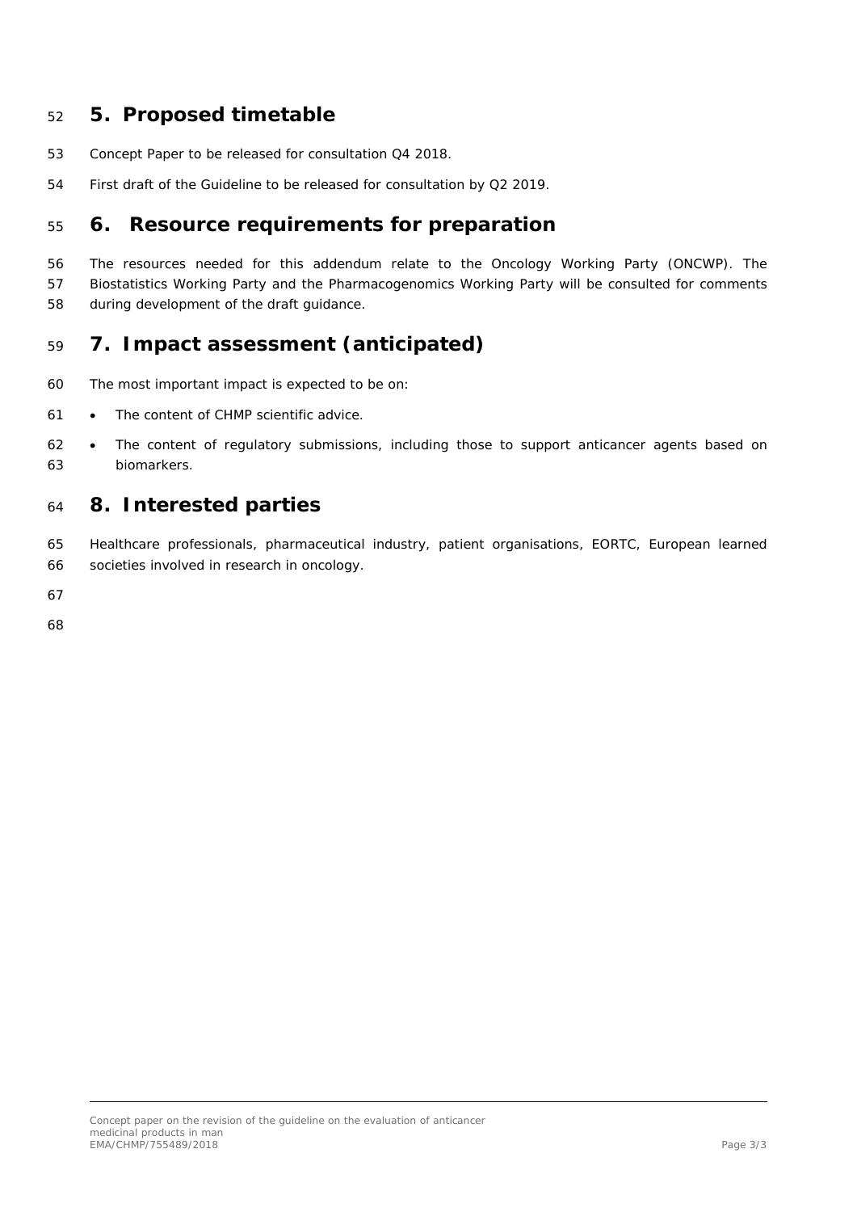## 5. Proposed timetable

Concept Paper to be released for consultation Q4 2018.

First draft of the Guideline to be released for consultation by Q2 2019.

## 6. Resource requirements for preparation

The resources needed for this addendum relate to the Oncology Working Party (ONCWP). The Biostatistics Working Party and the Pharmacogenomics Working Party will be consulted for comments during development of the draft guidance.

## 7. Impact assessment (anticipated)

The most important impact is expected to be on:

- The content of CHMP scientific advice.
- The content of regulatory submissions, including those to support anticancer agents based on biomarkers.

## 8. Interested parties

Healthcare professionals, pharmaceutical industry, patient organisations, EORTC, European learned societies involved in research in oncology.